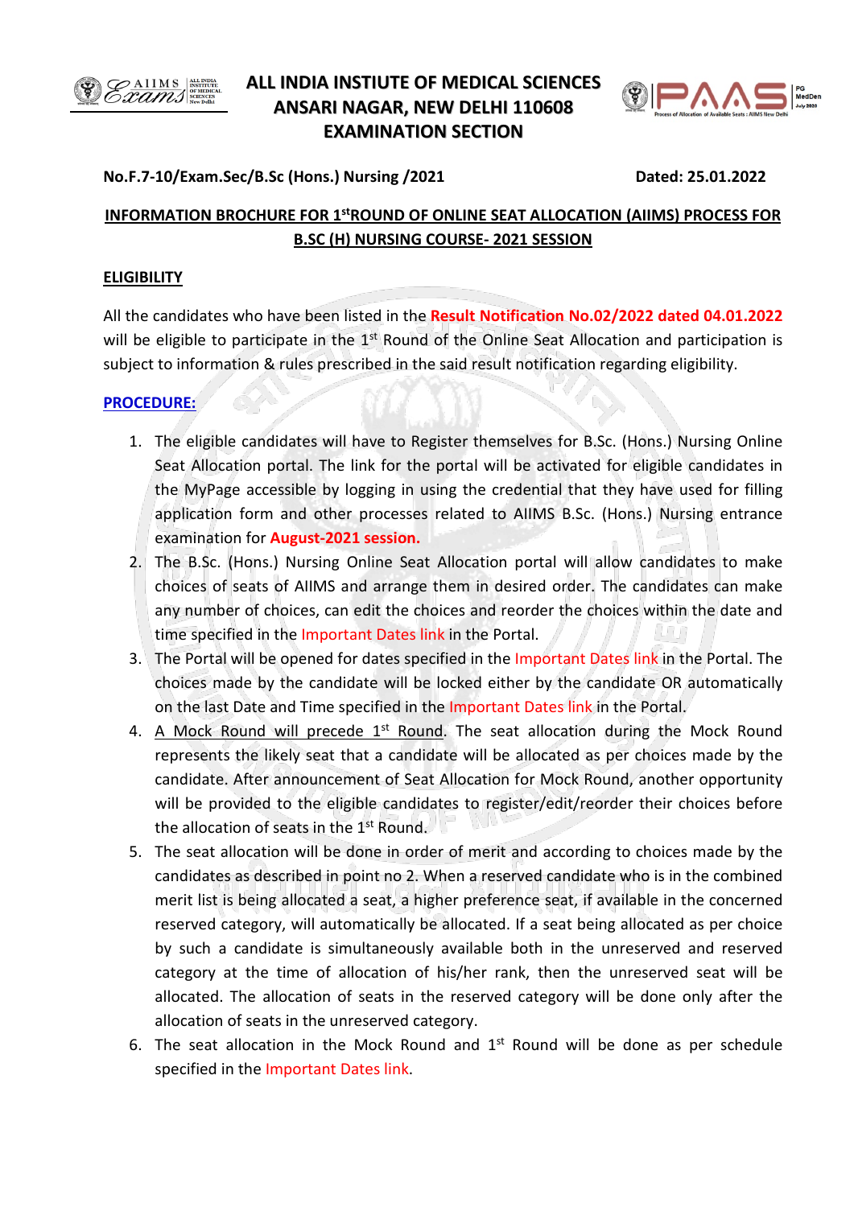# ALL INDIA INSTITUTE OF MEDICAL SCIENCES
# ANSARI NAGAR, NEW DELHI 110608
# EXAMINATION SECTION

**No.F.7-10/Exam.Sec/B.Sc (Hons.) Nursing /2021** **Dated: 25.01.2022**

**INFORMATION BROCHURE FOR 1st ROUND OF ONLINE SEAT ALLOCATION (AIIMS) PROCESS FOR B.SC (H) NURSING COURSE- 2021 SESSION**

## ELIGIBILITY

All the candidates who have been listed in the **Result Notification No.02/2022 dated 04.01.2022** will be eligible to participate in the 1st Round of the Online Seat Allocation and participation is subject to information & rules prescribed in the said result notification regarding eligibility.

## PROCEDURE:

1. The eligible candidates will have to Register themselves for B.Sc. (Hons.) Nursing Online Seat Allocation portal. The link for the portal will be activated for eligible candidates in the MyPage accessible by logging in using the credential that they have used for filling application form and other processes related to AIIMS B.Sc. (Hons.) Nursing entrance examination for **August-2021 session.**
2. The B.Sc. (Hons.) Nursing Online Seat Allocation portal will allow candidates to make choices of seats of AIIMS and arrange them in desired order. The candidates can make any number of choices, can edit the choices and reorder the choices within the date and time specified in the Important Dates link in the Portal.
3. The Portal will be opened for dates specified in the Important Dates link in the Portal. The choices made by the candidate will be locked either by the candidate OR automatically on the last Date and Time specified in the Important Dates link in the Portal.
4. A Mock Round will precede 1st Round. The seat allocation during the Mock Round represents the likely seat that a candidate will be allocated as per choices made by the candidate. After announcement of Seat Allocation for Mock Round, another opportunity will be provided to the eligible candidates to register/edit/reorder their choices before the allocation of seats in the 1st Round.
5. The seat allocation will be done in order of merit and according to choices made by the candidates as described in point no 2. When a reserved candidate who is in the combined merit list is being allocated a seat, a higher preference seat, if available in the concerned reserved category, will automatically be allocated. If a seat being allocated as per choice by such a candidate is simultaneously available both in the unreserved and reserved category at the time of allocation of his/her rank, then the unreserved seat will be allocated. The allocation of seats in the reserved category will be done only after the allocation of seats in the unreserved category.
6. The seat allocation in the Mock Round and 1st Round will be done as per schedule specified in the Important Dates link.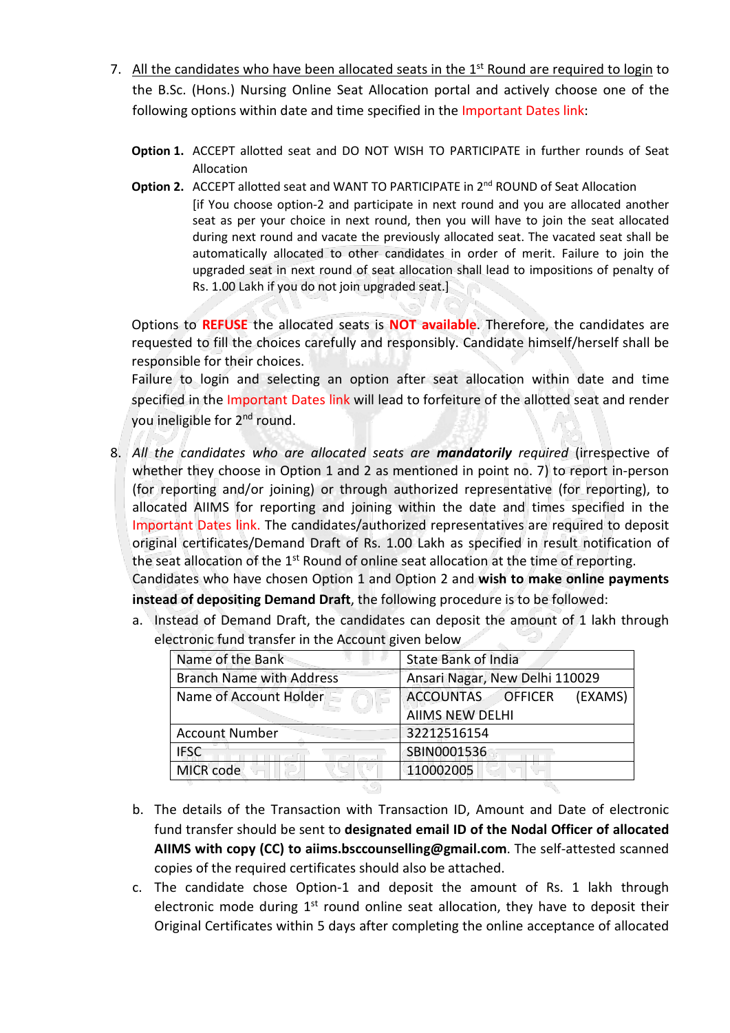7. All the candidates who have been allocated seats in the 1st Round are required to login to the B.Sc. (Hons.) Nursing Online Seat Allocation portal and actively choose one of the following options within date and time specified in the Important Dates link:

   **Option 1.** ACCEPT allotted seat and DO NOT WISH TO PARTICIPATE in further rounds of Seat Allocation

   **Option 2.** ACCEPT allotted seat and WANT TO PARTICIPATE in 2nd ROUND of Seat Allocation
   [if You choose option-2 and participate in next round and you are allocated another seat as per your choice in next round, then you will have to join the seat allocated during next round and vacate the previously allocated seat. The vacated seat shall be automatically allocated to other candidates in order of merit. Failure to join the upgraded seat in next round of seat allocation shall lead to impositions of penalty of Rs. 1.00 Lakh if you do not join upgraded seat.]

   Options to **REFUSE** the allocated seats is **NOT available**. Therefore, the candidates are requested to fill the choices carefully and responsibly. Candidate himself/herself shall be responsible for their choices.
   Failure to login and selecting an option after seat allocation within date and time specified in the Important Dates link will lead to forfeiture of the allotted seat and render you ineligible for 2nd round.

8. *All the candidates who are allocated seats are **mandatorily** required* (irrespective of whether they choose in Option 1 and 2 as mentioned in point no. 7) to report in-person (for reporting and/or joining) or through authorized representative (for reporting), to allocated AIIMS for reporting and joining within the date and times specified in the Important Dates link. The candidates/authorized representatives are required to deposit original certificates/Demand Draft of Rs. 1.00 Lakh as specified in result notification of the seat allocation of the 1st Round of online seat allocation at the time of reporting.
   Candidates who have chosen Option 1 and Option 2 and **wish to make online payments instead of depositing Demand Draft**, the following procedure is to be followed:

   a. Instead of Demand Draft, the candidates can deposit the amount of 1 lakh through electronic fund transfer in the Account given below

   | Name of the Bank | State Bank of India |
   |---|---|
   | Branch Name with Address | Ansari Nagar, New Delhi 110029 |
   | Name of Account Holder | ACCOUNTAS OFFICER (EXAMS) AIIMS NEW DELHI |
   | Account Number | 32212516154 |
   | IFSC | SBIN0001536 |
   | MICR code | 110002005 |

   b. The details of the Transaction with Transaction ID, Amount and Date of electronic fund transfer should be sent to **designated email ID of the Nodal Officer of allocated AIIMS with copy (CC) to aiims.bsccounselling@gmail.com**. The self-attested scanned copies of the required certificates should also be attached.

   c. The candidate chose Option-1 and deposit the amount of Rs. 1 lakh through electronic mode during 1st round online seat allocation, they have to deposit their Original Certificates within 5 days after completing the online acceptance of allocated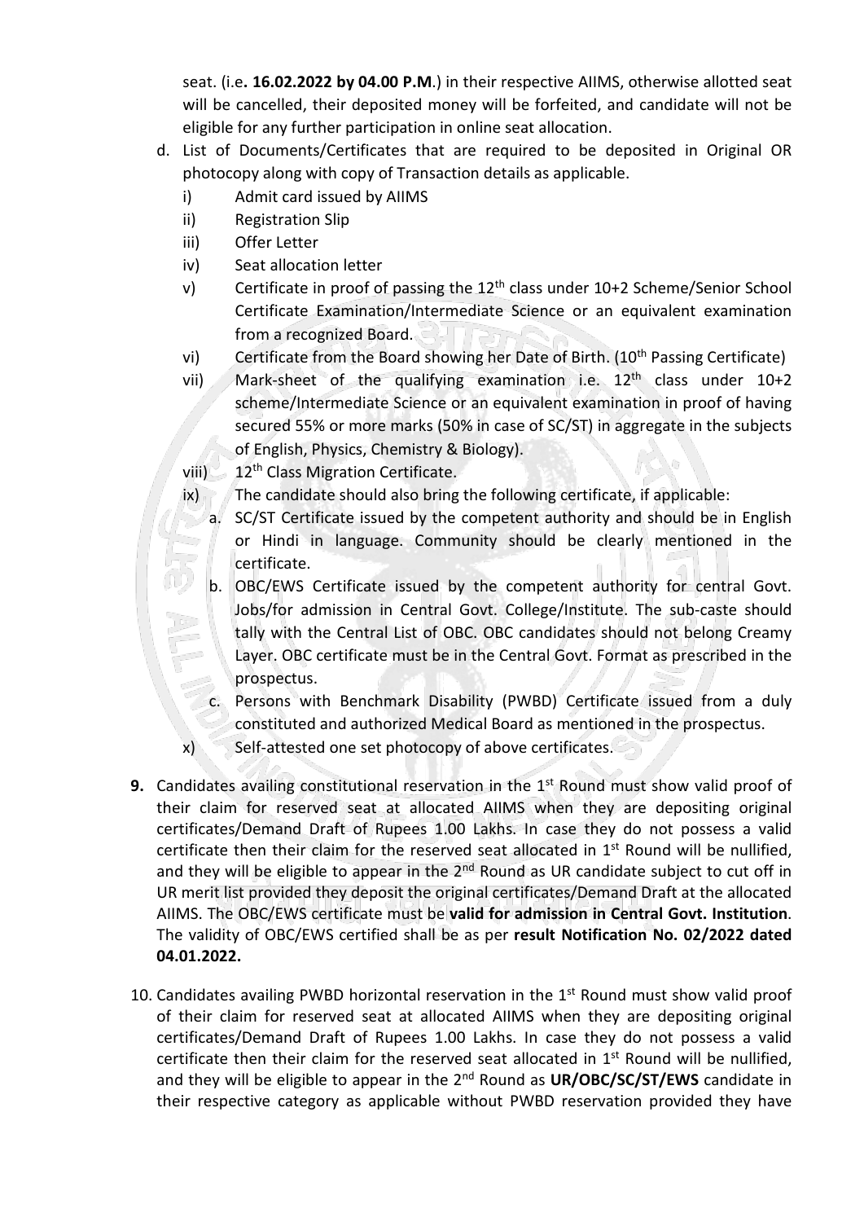seat. (i.e**. 16.02.2022 by 04.00 P.M**.) in their respective AIIMS, otherwise allotted seat will be cancelled, their deposited money will be forfeited, and candidate will not be eligible for any further participation in online seat allocation.

d. List of Documents/Certificates that are required to be deposited in Original OR photocopy along with copy of Transaction details as applicable.
   i) Admit card issued by AIIMS
   ii) Registration Slip
   iii) Offer Letter
   iv) Seat allocation letter
   v) Certificate in proof of passing the 12th class under 10+2 Scheme/Senior School Certificate Examination/Intermediate Science or an equivalent examination from a recognized Board.
   vi) Certificate from the Board showing her Date of Birth. (10th Passing Certificate)
   vii) Mark-sheet of the qualifying examination i.e. 12th class under 10+2 scheme/Intermediate Science or an equivalent examination in proof of having secured 55% or more marks (50% in case of SC/ST) in aggregate in the subjects of English, Physics, Chemistry & Biology).
   viii) 12th Class Migration Certificate.
   ix) The candidate should also bring the following certificate, if applicable:
      a. SC/ST Certificate issued by the competent authority and should be in English or Hindi in language. Community should be clearly mentioned in the certificate.
      b. OBC/EWS Certificate issued by the competent authority for central Govt. Jobs/for admission in Central Govt. College/Institute. The sub-caste should tally with the Central List of OBC. OBC candidates should not belong Creamy Layer. OBC certificate must be in the Central Govt. Format as prescribed in the prospectus.
      c. Persons with Benchmark Disability (PWBD) Certificate issued from a duly constituted and authorized Medical Board as mentioned in the prospectus.
   x) Self-attested one set photocopy of above certificates.

**9.** Candidates availing constitutional reservation in the 1st Round must show valid proof of their claim for reserved seat at allocated AIIMS when they are depositing original certificates/Demand Draft of Rupees 1.00 Lakhs. In case they do not possess a valid certificate then their claim for the reserved seat allocated in 1st Round will be nullified, and they will be eligible to appear in the 2nd Round as UR candidate subject to cut off in UR merit list provided they deposit the original certificates/Demand Draft at the allocated AIIMS. The OBC/EWS certificate must be **valid for admission in Central Govt. Institution**. The validity of OBC/EWS certified shall be as per **result Notification No. 02/2022 dated 04.01.2022.**

10. Candidates availing PWBD horizontal reservation in the 1st Round must show valid proof of their claim for reserved seat at allocated AIIMS when they are depositing original certificates/Demand Draft of Rupees 1.00 Lakhs. In case they do not possess a valid certificate then their claim for the reserved seat allocated in 1st Round will be nullified, and they will be eligible to appear in the 2nd Round as **UR/OBC/SC/ST/EWS** candidate in their respective category as applicable without PWBD reservation provided they have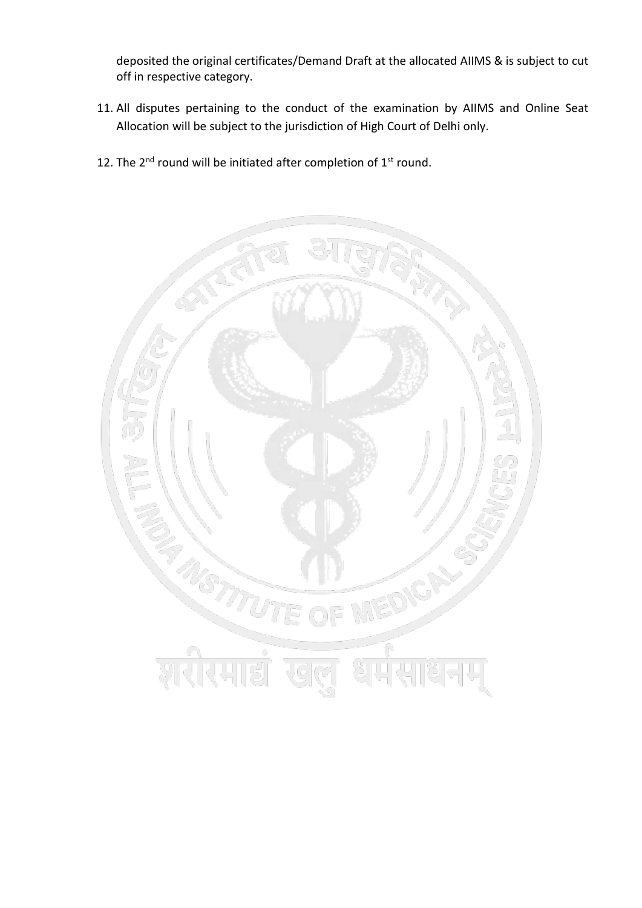deposited the original certificates/Demand Draft at the allocated AIIMS & is subject to cut off in respective category.

11. All disputes pertaining to the conduct of the examination by AIIMS and Online Seat Allocation will be subject to the jurisdiction of High Court of Delhi only.

12. The 2nd round will be initiated after completion of 1st round.